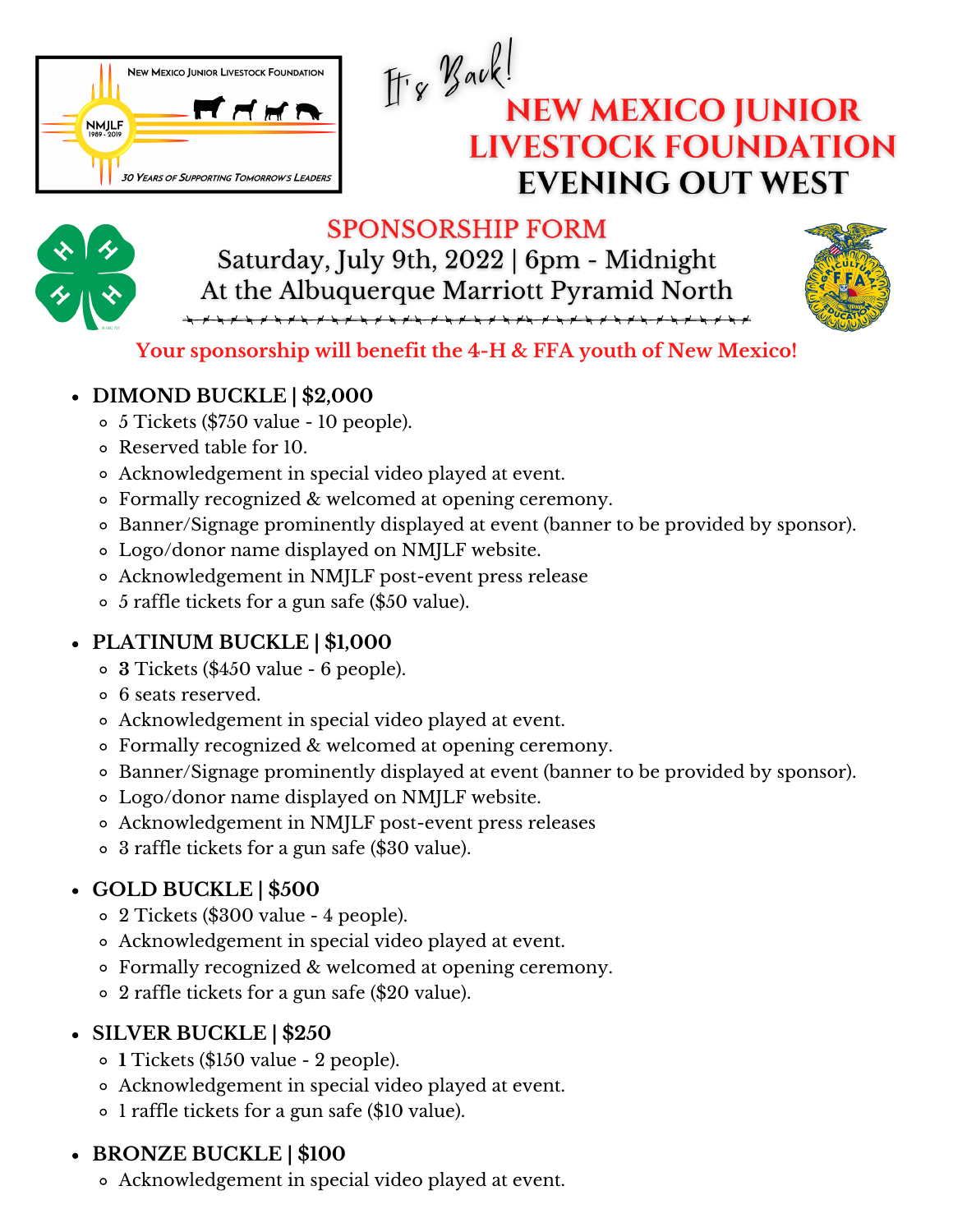New Mexico Junior Livestock Foundation

NMJLF 1989 - 2019

*30 Years of Supporting Tomorrow's Leaders*

*It's Back!*

# NEW MEXICO JUNIOR LIVESTOCK FOUNDATION EVENING OUT WEST

## SPONSORSHIP FORM

Saturday, July 9th, 2022 | 6pm - Midnight
At the Albuquerque Marriott Pyramid North

**Your sponsorship will benefit the 4-H & FFA youth of New Mexico!**

- **DIMOND BUCKLE | $2,000**
  - 5 Tickets ($750 value - 10 people).
  - Reserved table for 10.
  - Acknowledgement in special video played at event.
  - Formally recognized & welcomed at opening ceremony.
  - Banner/Signage prominently displayed at event (banner to be provided by sponsor).
  - Logo/donor name displayed on NMJLF website.
  - Acknowledgement in NMJLF post-event press release
  - 5 raffle tickets for a gun safe ($50 value).
- **PLATINUM BUCKLE | $1,000**
  - **3** Tickets ($450 value - 6 people).
  - 6 seats reserved.
  - Acknowledgement in special video played at event.
  - Formally recognized & welcomed at opening ceremony.
  - Banner/Signage prominently displayed at event (banner to be provided by sponsor).
  - Logo/donor name displayed on NMJLF website.
  - Acknowledgement in NMJLF post-event press releases
  - 3 raffle tickets for a gun safe ($30 value).
- **GOLD BUCKLE | $500**
  - 2 Tickets ($300 value - 4 people).
  - Acknowledgement in special video played at event.
  - Formally recognized & welcomed at opening ceremony.
  - 2 raffle tickets for a gun safe ($20 value).
- **SILVER BUCKLE | $250**
  - **1** Tickets ($150 value - 2 people).
  - Acknowledgement in special video played at event.
  - 1 raffle tickets for a gun safe ($10 value).
- **BRONZE BUCKLE | $100**
  - Acknowledgement in special video played at event.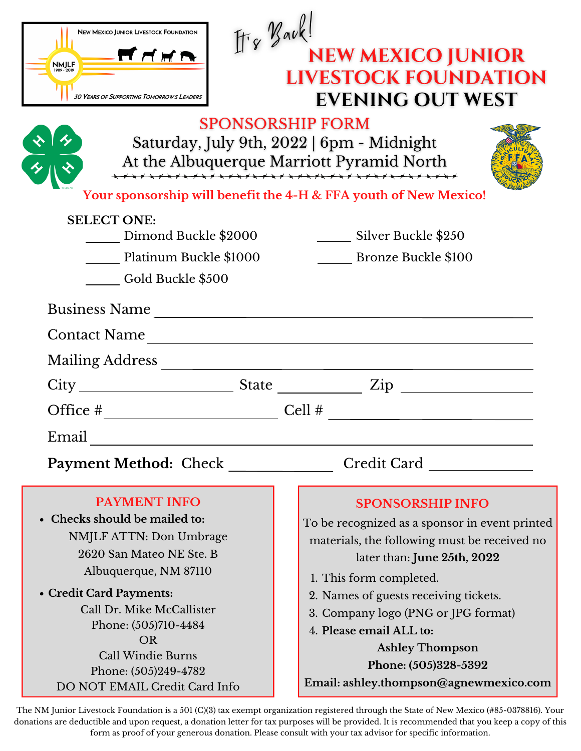New Mexico Junior Livestock Foundation

NMJLF 1989 - 2019

*30 Years of Supporting Tomorrow's Leaders*

*It's Back!*

# NEW MEXICO JUNIOR LIVESTOCK FOUNDATION
# EVENING OUT WEST

## SPONSORSHIP FORM

Saturday, July 9th, 2022 | 6pm - Midnight

At the Albuquerque Marriott Pyramid North

**Your sponsorship will benefit the 4-H & FFA youth of New Mexico!**

**SELECT ONE:**

_____ Dimond Buckle $2000

_____ Platinum Buckle $1000

_____ Gold Buckle $500

_____ Silver Buckle $250

_____ Bronze Buckle $100

Business Name ______________________________

Contact Name ______________________________

Mailing Address ______________________________

City ______________ State ________ Zip ____________

Office # ______________ Cell # ______________

Email ______________________________

**Payment Method:** Check ____________ Credit Card ____________

### PAYMENT INFO

- **Checks should be mailed to:**
  NMJLF ATTN: Don Umbrage
  2620 San Mateo NE Ste. B
  Albuquerque, NM 87110
- **Credit Card Payments:**
  Call Dr. Mike McCallister
  Phone: (505)710-4484
  OR
  Call Windie Burns
  Phone: (505)249-4782
  DO NOT EMAIL Credit Card Info

### SPONSORSHIP INFO

To be recognized as a sponsor in event printed materials, the following must be received no later than: **June 25th, 2022**

1. This form completed.
2. Names of guests receiving tickets.
3. Company logo (PNG or JPG format)
4. **Please email ALL to:**

**Ashley Thompson**
**Phone: (505)328-5392**
**Email: ashley.thompson@agnewmexico.com**

The NM Junior Livestock Foundation is a 501 (C)(3) tax exempt organization registered through the State of New Mexico (#85-0378816). Your donations are deductible and upon request, a donation letter for tax purposes will be provided. It is recommended that you keep a copy of this form as proof of your generous donation. Please consult with your tax advisor for specific information.